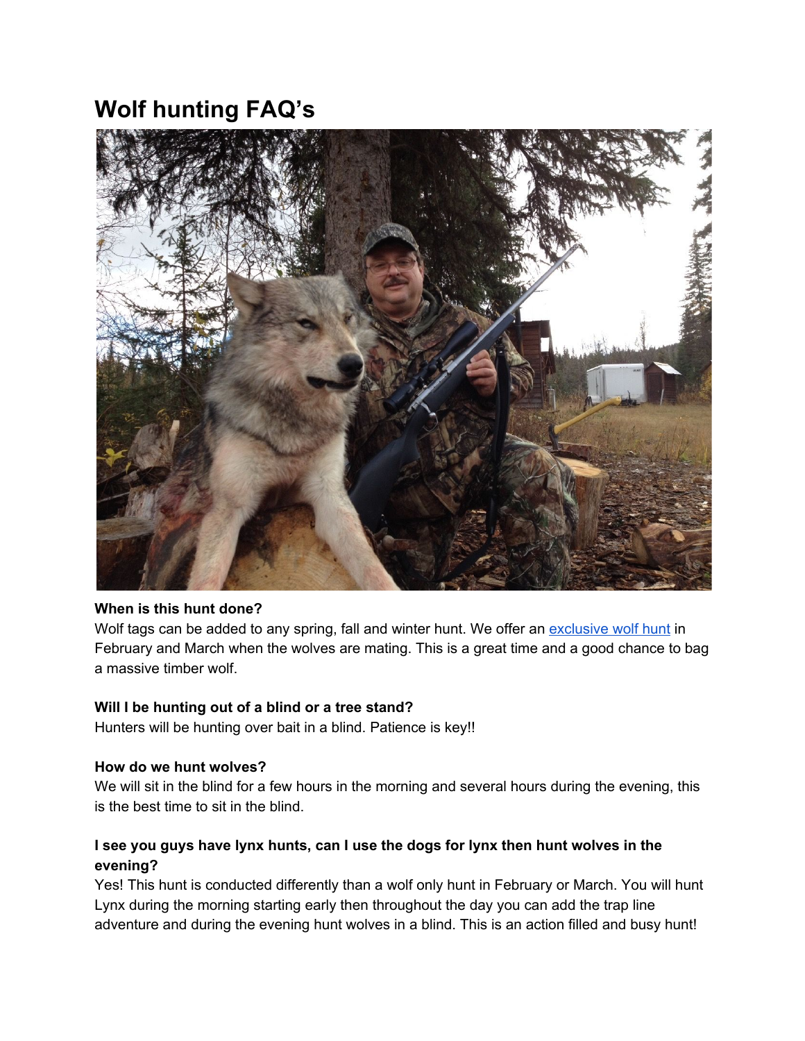# Wolf hunting FAQ's

**When is this hunt done?**

Wolf tags can be added to any spring, fall and winter hunt. We offer an [exclusive wolf hunt] in February and March when the wolves are mating. This is a great time and a good chance to bag a massive timber wolf.

**Will I be hunting out of a blind or a tree stand?**

Hunters will be hunting over bait in a blind. Patience is key!!

**How do we hunt wolves?**

We will sit in the blind for a few hours in the morning and several hours during the evening, this is the best time to sit in the blind.

**I see you guys have lynx hunts, can I use the dogs for lynx then hunt wolves in the evening?**

Yes! This hunt is conducted differently than a wolf only hunt in February or March. You will hunt Lynx during the morning starting early then throughout the day you can add the trap line adventure and during the evening hunt wolves in a blind. This is an action filled and busy hunt!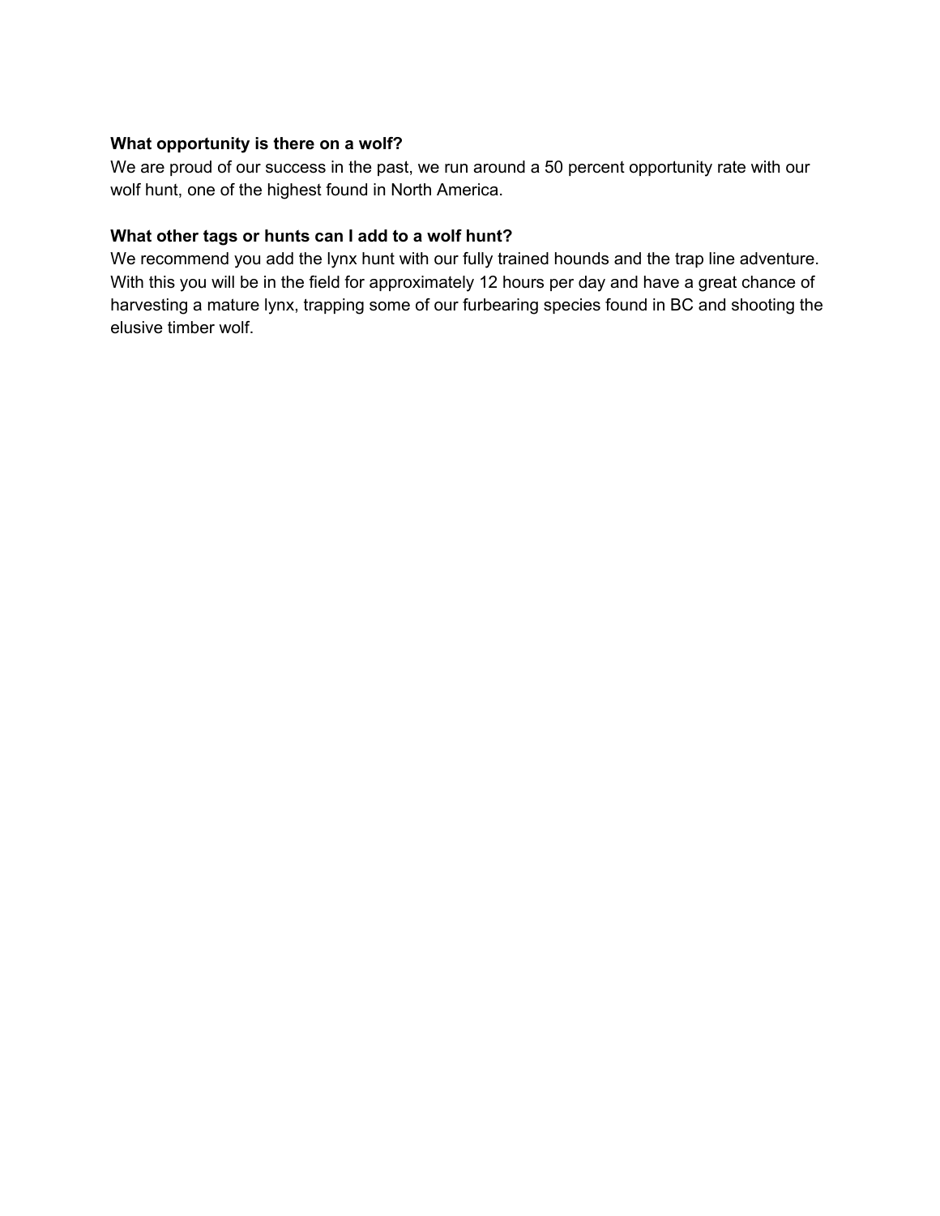**What opportunity is there on a wolf?**

We are proud of our success in the past, we run around a 50 percent opportunity rate with our wolf hunt, one of the highest found in North America.

**What other tags or hunts can I add to a wolf hunt?**

We recommend you add the lynx hunt with our fully trained hounds and the trap line adventure. With this you will be in the field for approximately 12 hours per day and have a great chance of harvesting a mature lynx, trapping some of our furbearing species found in BC and shooting the elusive timber wolf.